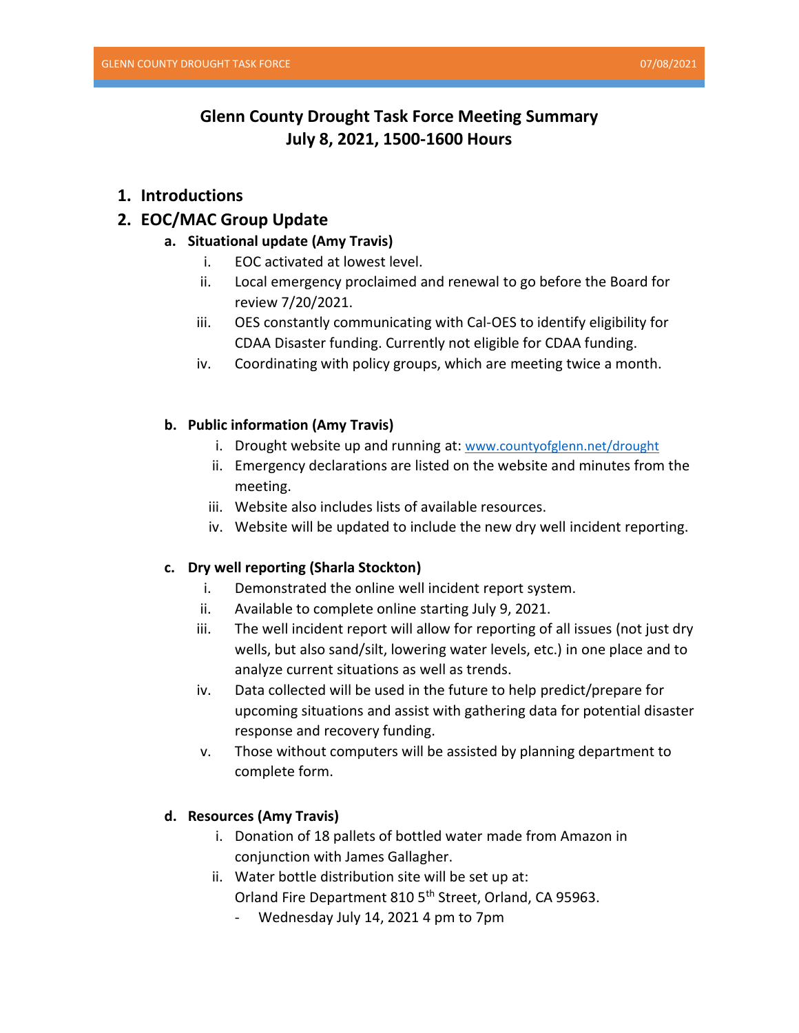# Glenn County Drought Task Force Meeting Summary
## July 8, 2021, 1500-1600 Hours

1. **Introductions**
2. **EOC/MAC Group Update**
   a. **Situational update (Amy Travis)**
      i. EOC activated at lowest level.
      ii. Local emergency proclaimed and renewal to go before the Board for review 7/20/2021.
      iii. OES constantly communicating with Cal-OES to identify eligibility for CDAA Disaster funding. Currently not eligible for CDAA funding.
      iv. Coordinating with policy groups, which are meeting twice a month.

   b. **Public information (Amy Travis)**
      i. Drought website up and running at: [www.countyofglenn.net/drought](http://www.countyofglenn.net/drought)
      ii. Emergency declarations are listed on the website and minutes from the meeting.
      iii. Website also includes lists of available resources.
      iv. Website will be updated to include the new dry well incident reporting.

   c. **Dry well reporting (Sharla Stockton)**
      i. Demonstrated the online well incident report system.
      ii. Available to complete online starting July 9, 2021.
      iii. The well incident report will allow for reporting of all issues (not just dry wells, but also sand/silt, lowering water levels, etc.) in one place and to analyze current situations as well as trends.
      iv. Data collected will be used in the future to help predict/prepare for upcoming situations and assist with gathering data for potential disaster response and recovery funding.
      v. Those without computers will be assisted by planning department to complete form.

   d. **Resources (Amy Travis)**
      i. Donation of 18 pallets of bottled water made from Amazon in conjunction with James Gallagher.
      ii. Water bottle distribution site will be set up at:
      Orland Fire Department 810 5th Street, Orland, CA 95963.
         - Wednesday July 14, 2021 4 pm to 7pm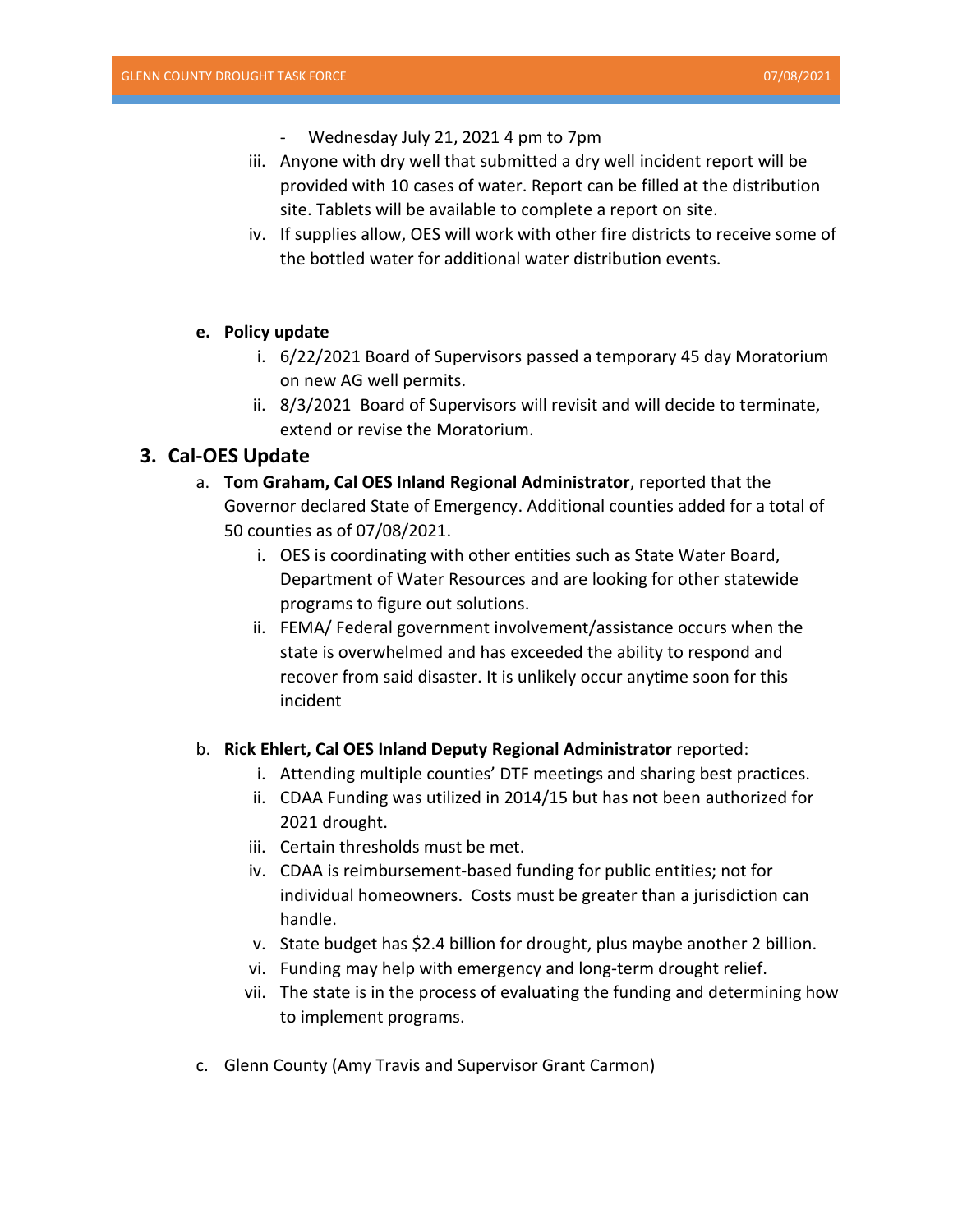- Wednesday July 21, 2021 4 pm to 7pm

iii. Anyone with dry well that submitted a dry well incident report will be provided with 10 cases of water. Report can be filled at the distribution site. Tablets will be available to complete a report on site.

iv. If supplies allow, OES will work with other fire districts to receive some of the bottled water for additional water distribution events.

**e. Policy update**

i. 6/22/2021 Board of Supervisors passed a temporary 45 day Moratorium on new AG well permits.

ii. 8/3/2021 Board of Supervisors will revisit and will decide to terminate, extend or revise the Moratorium.

## 3. Cal-OES Update

a. **Tom Graham, Cal OES Inland Regional Administrator**, reported that the Governor declared State of Emergency. Additional counties added for a total of 50 counties as of 07/08/2021.

i. OES is coordinating with other entities such as State Water Board, Department of Water Resources and are looking for other statewide programs to figure out solutions.

ii. FEMA/ Federal government involvement/assistance occurs when the state is overwhelmed and has exceeded the ability to respond and recover from said disaster. It is unlikely occur anytime soon for this incident

b. **Rick Ehlert, Cal OES Inland Deputy Regional Administrator** reported:

i. Attending multiple counties' DTF meetings and sharing best practices.

ii. CDAA Funding was utilized in 2014/15 but has not been authorized for 2021 drought.

iii. Certain thresholds must be met.

iv. CDAA is reimbursement-based funding for public entities; not for individual homeowners. Costs must be greater than a jurisdiction can handle.

v. State budget has $2.4 billion for drought, plus maybe another 2 billion.

vi. Funding may help with emergency and long-term drought relief.

vii. The state is in the process of evaluating the funding and determining how to implement programs.

c. Glenn County (Amy Travis and Supervisor Grant Carmon)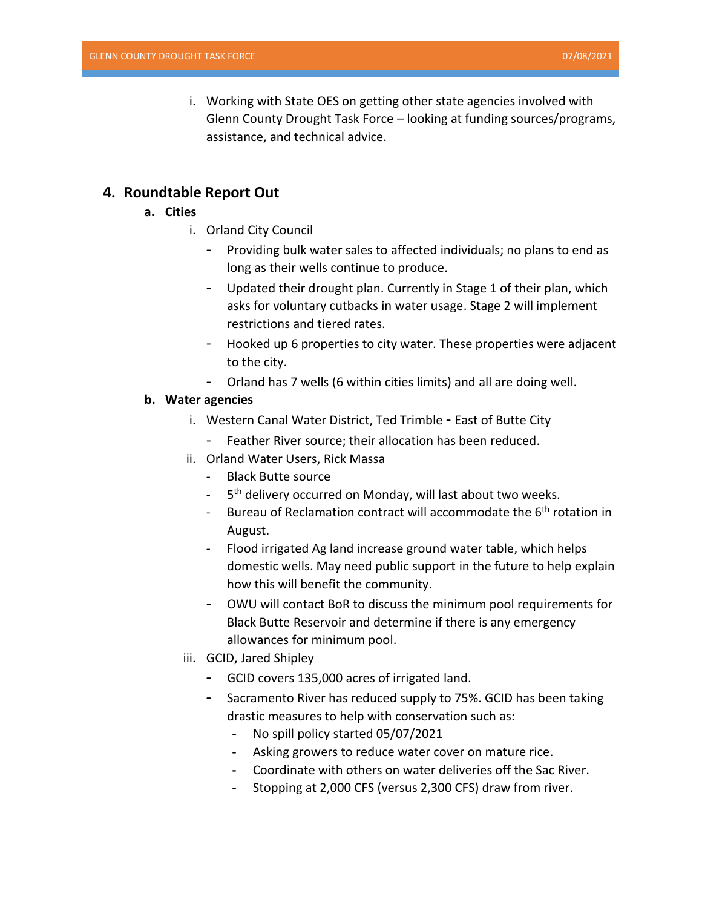i. Working with State OES on getting other state agencies involved with Glenn County Drought Task Force – looking at funding sources/programs, assistance, and technical advice.

## 4. Roundtable Report Out

### a. Cities

i. Orland City Council

- Providing bulk water sales to affected individuals; no plans to end as long as their wells continue to produce.
- Updated their drought plan. Currently in Stage 1 of their plan, which asks for voluntary cutbacks in water usage. Stage 2 will implement restrictions and tiered rates.
- Hooked up 6 properties to city water. These properties were adjacent to the city.
- Orland has 7 wells (6 within cities limits) and all are doing well.

### b. Water agencies

i. Western Canal Water District, Ted Trimble - East of Butte City

- Feather River source; their allocation has been reduced.

ii. Orland Water Users, Rick Massa

- Black Butte source
- 5th delivery occurred on Monday, will last about two weeks.
- Bureau of Reclamation contract will accommodate the 6th rotation in August.
- Flood irrigated Ag land increase ground water table, which helps domestic wells. May need public support in the future to help explain how this will benefit the community.
- OWU will contact BoR to discuss the minimum pool requirements for Black Butte Reservoir and determine if there is any emergency allowances for minimum pool.

iii. GCID, Jared Shipley

- GCID covers 135,000 acres of irrigated land.
- Sacramento River has reduced supply to 75%. GCID has been taking drastic measures to help with conservation such as:
  - No spill policy started 05/07/2021
  - Asking growers to reduce water cover on mature rice.
  - Coordinate with others on water deliveries off the Sac River.
  - Stopping at 2,000 CFS (versus 2,300 CFS) draw from river.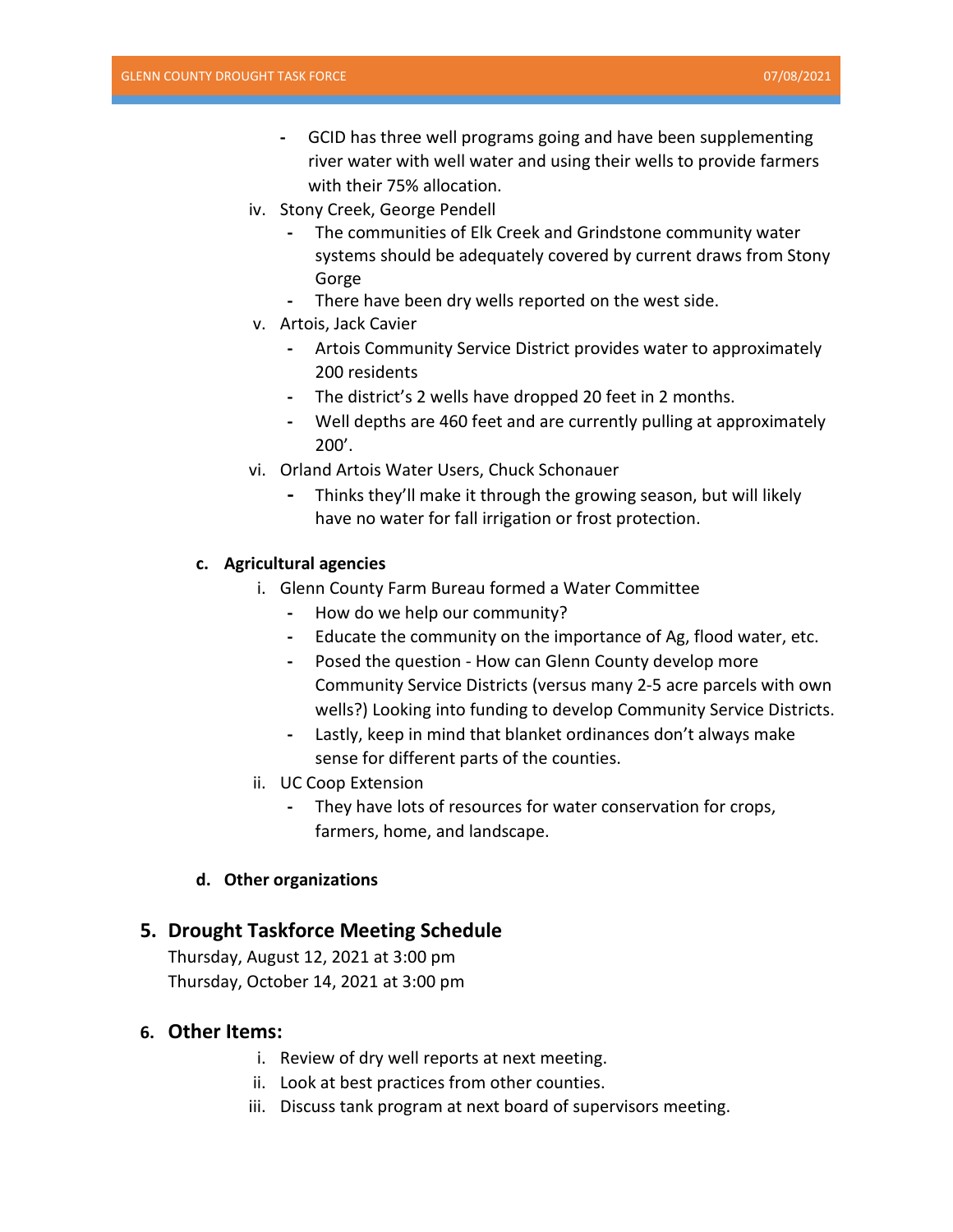- GCID has three well programs going and have been supplementing river water with well water and using their wells to provide farmers with their 75% allocation.

iv. Stony Creek, George Pendell

- The communities of Elk Creek and Grindstone community water systems should be adequately covered by current draws from Stony Gorge
- There have been dry wells reported on the west side.

v. Artois, Jack Cavier

- Artois Community Service District provides water to approximately 200 residents
- The district's 2 wells have dropped 20 feet in 2 months.
- Well depths are 460 feet and are currently pulling at approximately 200'.

vi. Orland Artois Water Users, Chuck Schonauer

- Thinks they'll make it through the growing season, but will likely have no water for fall irrigation or frost protection.

**c. Agricultural agencies**

i. Glenn County Farm Bureau formed a Water Committee

- How do we help our community?
- Educate the community on the importance of Ag, flood water, etc.
- Posed the question - How can Glenn County develop more Community Service Districts (versus many 2-5 acre parcels with own wells?) Looking into funding to develop Community Service Districts.
- Lastly, keep in mind that blanket ordinances don't always make sense for different parts of the counties.

ii. UC Coop Extension

- They have lots of resources for water conservation for crops, farmers, home, and landscape.

**d. Other organizations**

## 5. Drought Taskforce Meeting Schedule

Thursday, August 12, 2021 at 3:00 pm
Thursday, October 14, 2021 at 3:00 pm

## 6. Other Items:

i. Review of dry well reports at next meeting.
ii. Look at best practices from other counties.
iii. Discuss tank program at next board of supervisors meeting.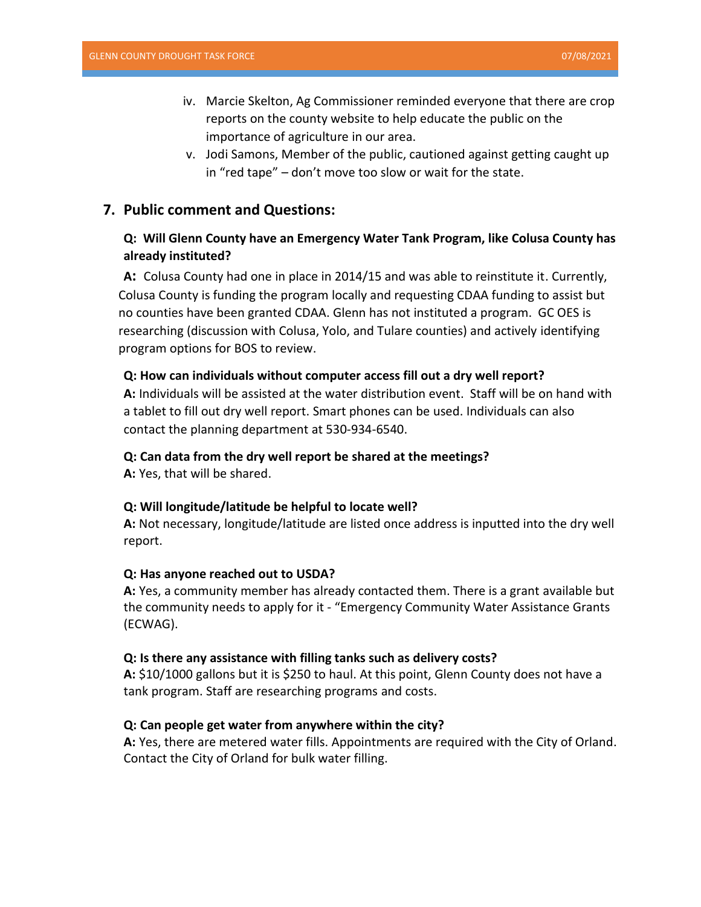iv. Marcie Skelton, Ag Commissioner reminded everyone that there are crop reports on the county website to help educate the public on the importance of agriculture in our area.

v. Jodi Samons, Member of the public, cautioned against getting caught up in "red tape" – don't move too slow or wait for the state.

## 7. Public comment and Questions:

**Q: Will Glenn County have an Emergency Water Tank Program, like Colusa County has already instituted?**

**A:** Colusa County had one in place in 2014/15 and was able to reinstitute it. Currently, Colusa County is funding the program locally and requesting CDAA funding to assist but no counties have been granted CDAA. Glenn has not instituted a program. GC OES is researching (discussion with Colusa, Yolo, and Tulare counties) and actively identifying program options for BOS to review.

**Q: How can individuals without computer access fill out a dry well report?**

**A:** Individuals will be assisted at the water distribution event. Staff will be on hand with a tablet to fill out dry well report. Smart phones can be used. Individuals can also contact the planning department at 530-934-6540.

**Q: Can data from the dry well report be shared at the meetings?**

**A:** Yes, that will be shared.

**Q: Will longitude/latitude be helpful to locate well?**

**A:** Not necessary, longitude/latitude are listed once address is inputted into the dry well report.

**Q: Has anyone reached out to USDA?**

**A:** Yes, a community member has already contacted them. There is a grant available but the community needs to apply for it - "Emergency Community Water Assistance Grants (ECWAG).

**Q: Is there any assistance with filling tanks such as delivery costs?**

**A:** $10/1000 gallons but it is $250 to haul. At this point, Glenn County does not have a tank program. Staff are researching programs and costs.

**Q: Can people get water from anywhere within the city?**

**A:** Yes, there are metered water fills. Appointments are required with the City of Orland. Contact the City of Orland for bulk water filling.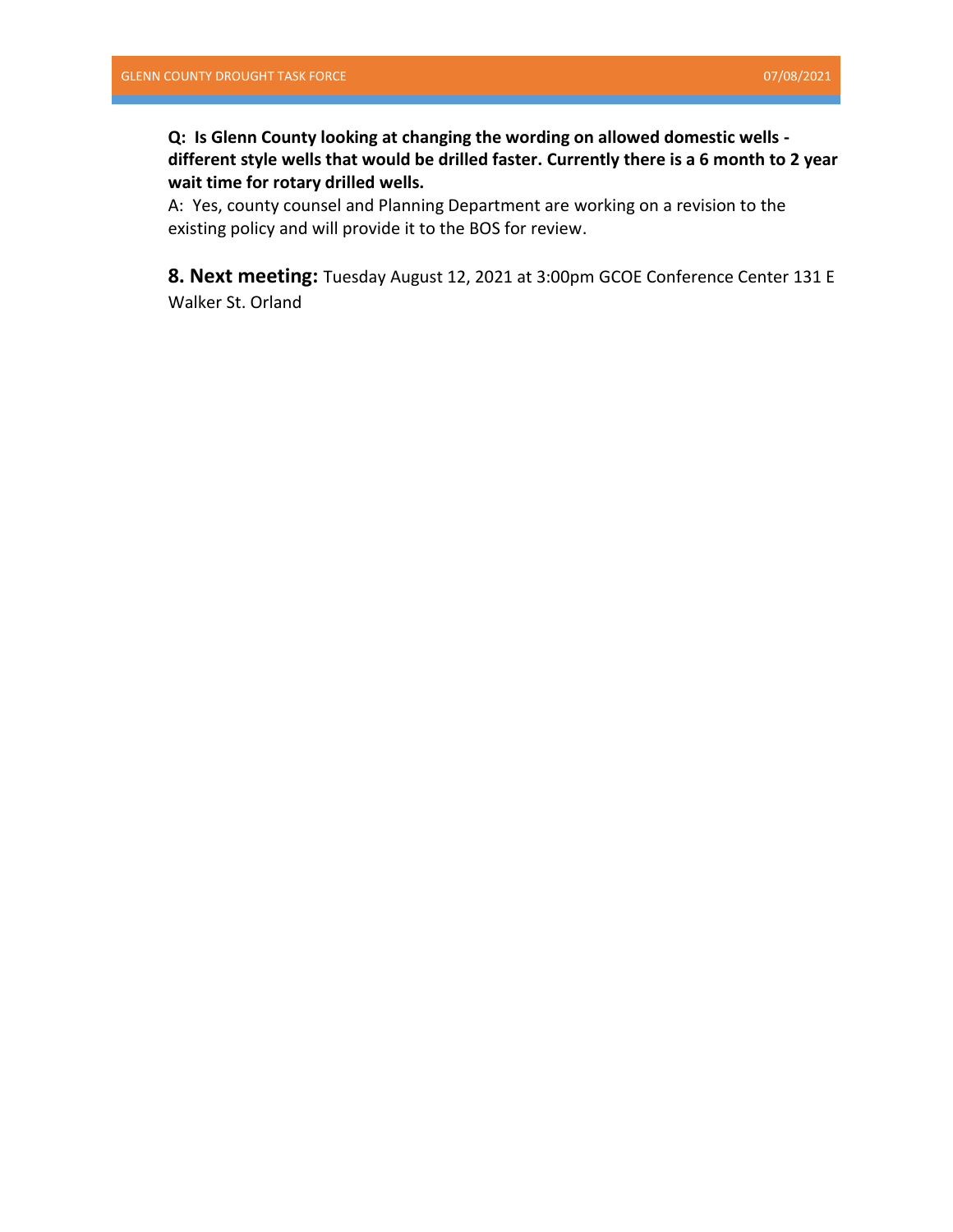**Q: Is Glenn County looking at changing the wording on allowed domestic wells - different style wells that would be drilled faster. Currently there is a 6 month to 2 year wait time for rotary drilled wells.**

A: Yes, county counsel and Planning Department are working on a revision to the existing policy and will provide it to the BOS for review.

**8. Next meeting:** Tuesday August 12, 2021 at 3:00pm GCOE Conference Center 131 E Walker St. Orland